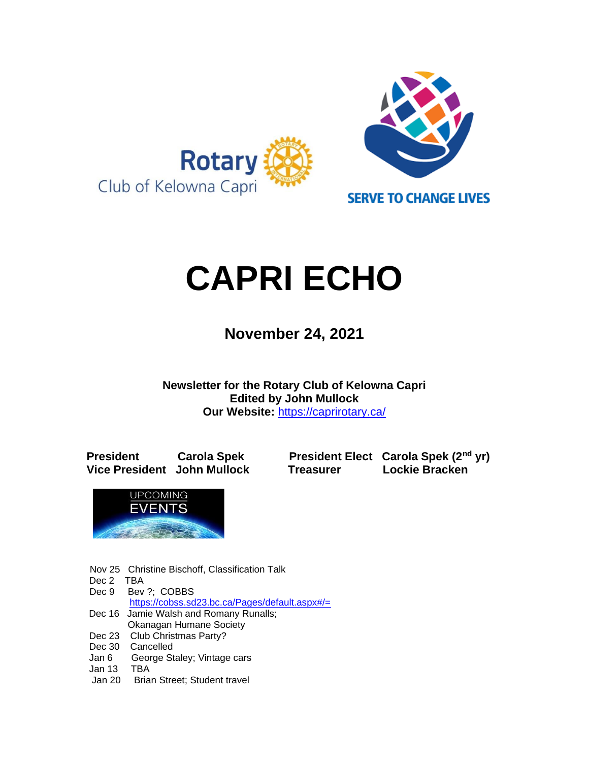Rotary Club of Kelowna Capri

SERVE TO CHANGE LIVES

# CAPRI ECHO

## November 24, 2021

**Newsletter for the Rotary Club of Kelowna Capri**
**Edited by John Mullock**
**Our Website:** https://caprirotary.ca/

| | | | |
|---|---|---|---|
| **President** | **Carola Spek** | **President Elect** | **Carola Spek (2nd yr)** |
| **Vice President** | **John Mullock** | **Treasurer** | **Lockie Bracken** |

UPCOMING EVENTS

- Nov 25 Christine Bischoff, Classification Talk
- Dec 2 TBA
- Dec 9 Bev ?; COBBS
  https://cobss.sd23.bc.ca/Pages/default.aspx#/=
- Dec 16 Jamie Walsh and Romany Runalls; Okanagan Humane Society
- Dec 23 Club Christmas Party?
- Dec 30 Cancelled
- Jan 6 George Staley; Vintage cars
- Jan 13 TBA
- Jan 20 Brian Street; Student travel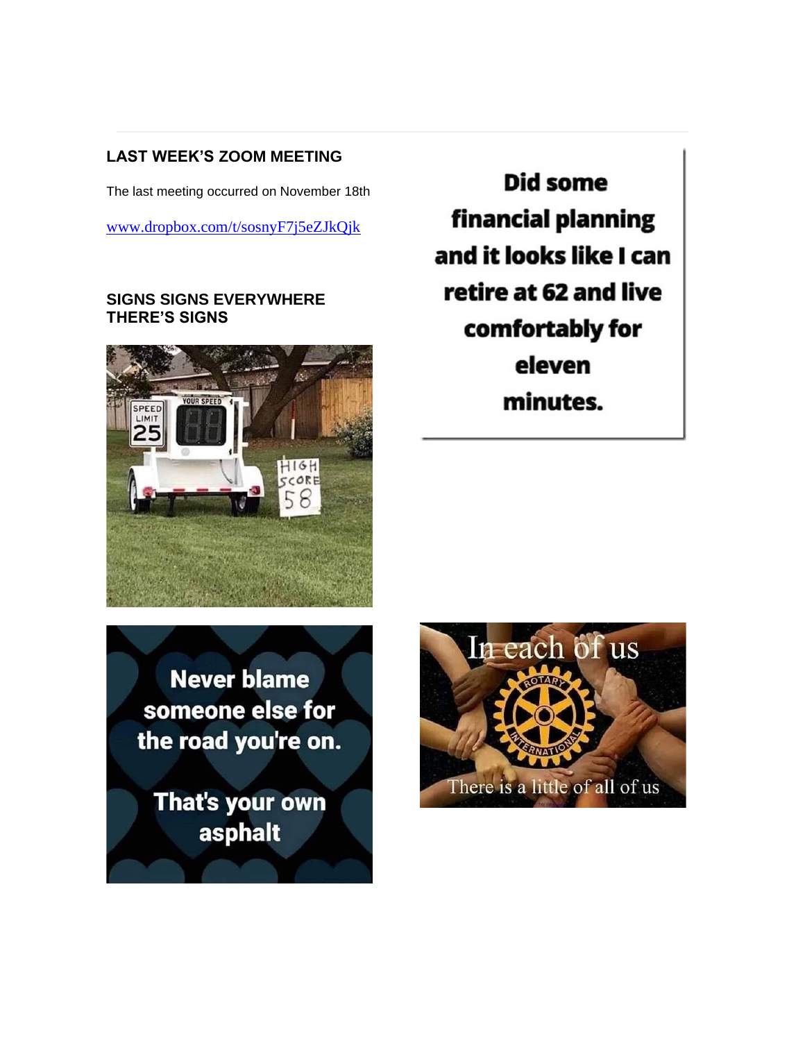## LAST WEEK'S ZOOM MEETING

The last meeting occurred on November 18th

www.dropbox.com/t/sosnyF7j5eZJkQjk

## SIGNS SIGNS EVERYWHERE THERE'S SIGNS

Did some financial planning and it looks like I can retire at 62 and live comfortably for eleven minutes.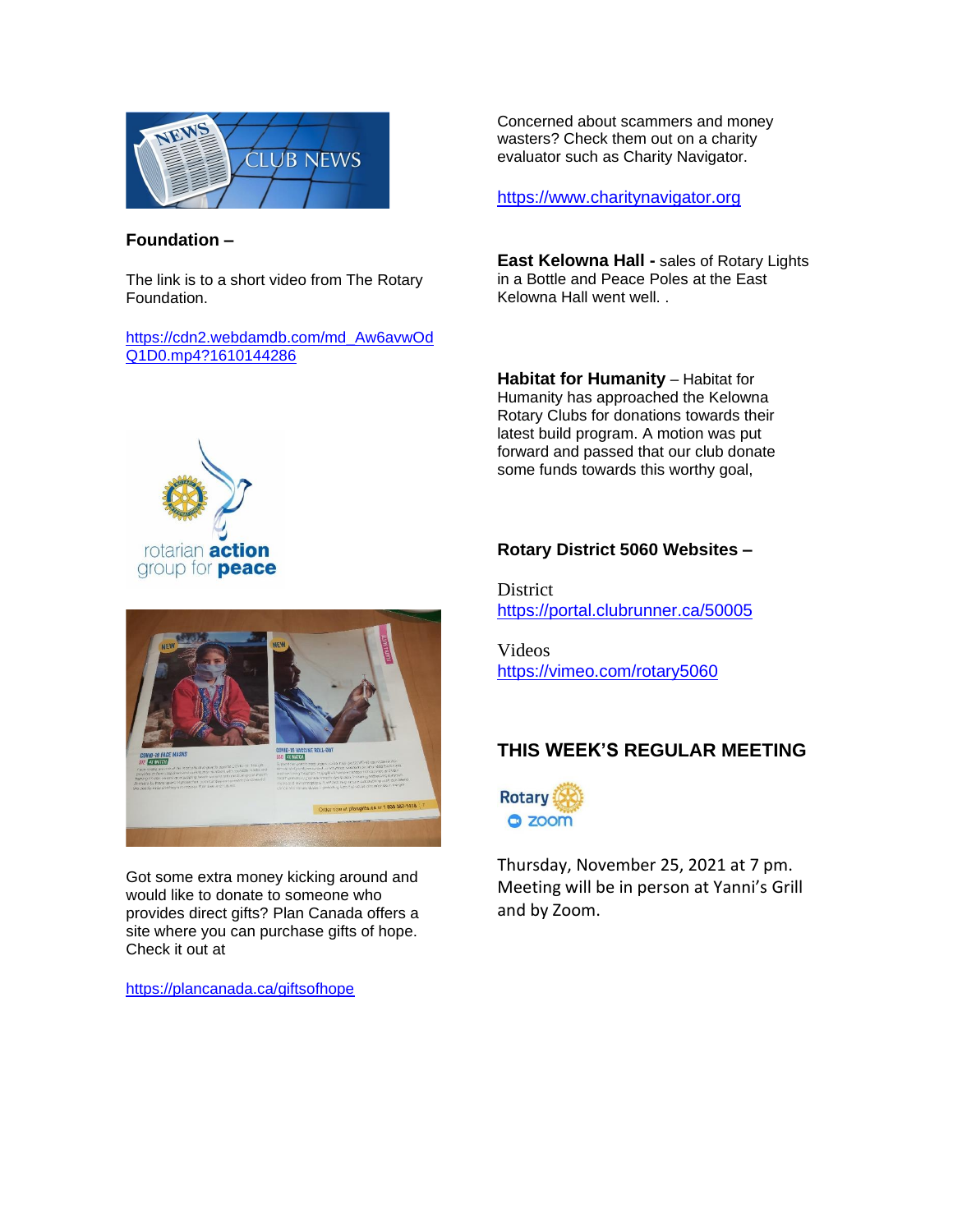**Foundation –**

The link is to a short video from The Rotary Foundation.

https://cdn2.webdamdb.com/md_Aw6avwOdQ1D0.mp4?1610144286

Got some extra money kicking around and would like to donate to someone who provides direct gifts? Plan Canada offers a site where you can purchase gifts of hope. Check it out at

https://plancanada.ca/giftsofhope

Concerned about scammers and money wasters? Check them out on a charity evaluator such as Charity Navigator.

https://www.charitynavigator.org

**East Kelowna Hall -** sales of Rotary Lights in a Bottle and Peace Poles at the East Kelowna Hall went well. .

**Habitat for Humanity** – Habitat for Humanity has approached the Kelowna Rotary Clubs for donations towards their latest build program. A motion was put forward and passed that our club donate some funds towards this worthy goal,

**Rotary District 5060 Websites –**

District
https://portal.clubrunner.ca/50005

Videos
https://vimeo.com/rotary5060

## THIS WEEK'S REGULAR MEETING

Thursday, November 25, 2021 at 7 pm. Meeting will be in person at Yanni's Grill and by Zoom.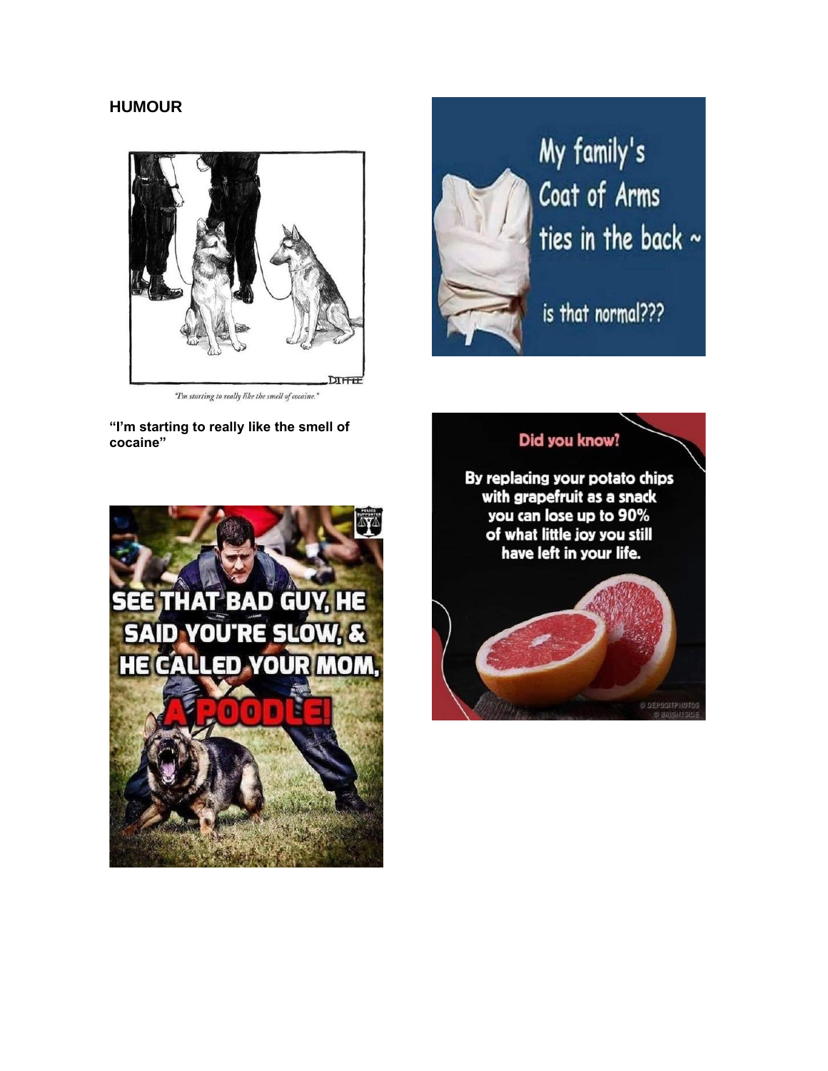**HUMOUR**

**"I'm starting to really like the smell of cocaine"**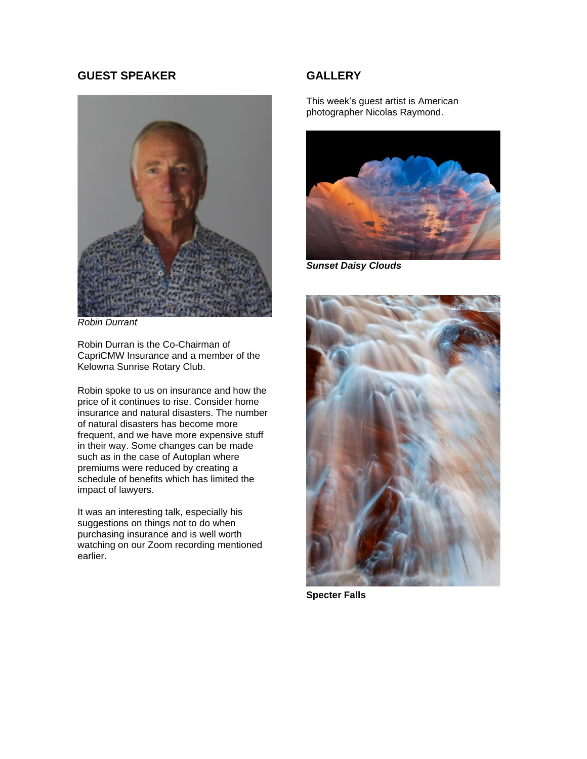## GUEST SPEAKER

*Robin Durrant*

Robin Durran is the Co-Chairman of CapriCMW Insurance and a member of the Kelowna Sunrise Rotary Club.

Robin spoke to us on insurance and how the price of it continues to rise. Consider home insurance and natural disasters. The number of natural disasters has become more frequent, and we have more expensive stuff in their way. Some changes can be made such as in the case of Autoplan where premiums were reduced by creating a schedule of benefits which has limited the impact of lawyers.

It was an interesting talk, especially his suggestions on things not to do when purchasing insurance and is well worth watching on our Zoom recording mentioned earlier.

## GALLERY

This week's guest artist is American photographer Nicolas Raymond.

***Sunset Daisy Clouds***

**Specter Falls**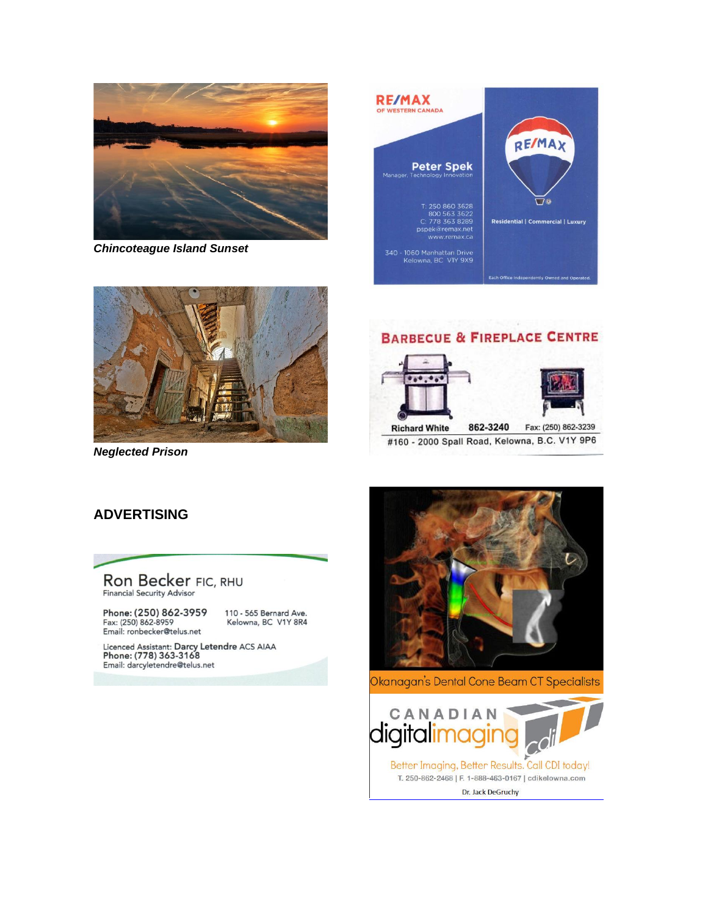*Chincoteague Island Sunset*

*Neglected Prison*

## ADVERTISING

RE/MAX
OF WESTERN CANADA

**Peter Spek**
Manager, Technology Innovation

T: 250 860 3628
800 563 3622
C: 778 363 8289
pspek@remax.net
www.remax.ca

340 - 1060 Manhattan Drive
Kelowna, BC V1Y 9X9

RE/MAX

Residential | Commercial | Luxury

Each Office Independently Owned and Operated.

**BARBECUE & FIREPLACE CENTRE**

**Richard White** **862-3240** Fax: (250) 862-3239

#160 - 2000 Spall Road, Kelowna, B.C. V1Y 9P6

Ron Becker FIC, RHU
Financial Security Advisor

**Phone: (250) 862-3959**
Fax: (250) 862-8959
Email: ronbecker@telus.net

110 - 565 Bernard Ave.
Kelowna, BC V1Y 8R4

Licenced Assistant: **Darcy Letendre** ACS AIAA
**Phone: (778) 363-3168**
Email: darcyletendre@telus.net

Okanagan's Dental Cone Beam CT Specialists

CANADIAN digitalimaging cdi

Better Imaging, Better Results. Call CDI today!

T. 250-862-2468 | F. 1-888-463-0167 | cdikelowna.com

Dr. Jack DeGruchy